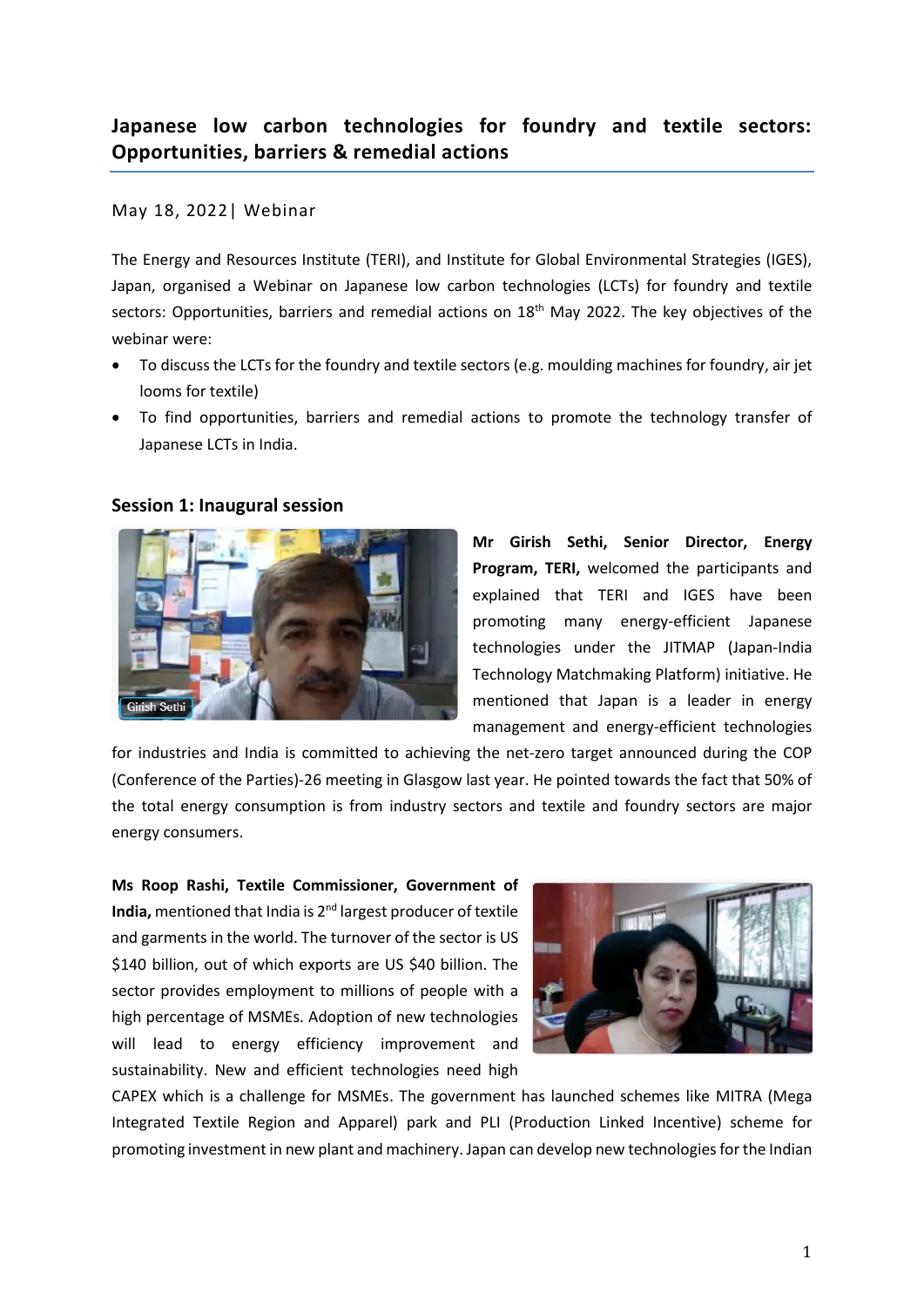# Japanese low carbon technologies for foundry and textile sectors: Opportunities, barriers & remedial actions

May 18, 2022| Webinar

The Energy and Resources Institute (TERI), and Institute for Global Environmental Strategies (IGES), Japan, organised a Webinar on Japanese low carbon technologies (LCTs) for foundry and textile sectors: Opportunities, barriers and remedial actions on 18th May 2022. The key objectives of the webinar were:

- To discuss the LCTs for the foundry and textile sectors (e.g. moulding machines for foundry, air jet looms for textile)
- To find opportunities, barriers and remedial actions to promote the technology transfer of Japanese LCTs in India.

## Session 1: Inaugural session

**Mr Girish Sethi, Senior Director, Energy Program, TERI,** welcomed the participants and explained that TERI and IGES have been promoting many energy-efficient Japanese technologies under the JITMAP (Japan-India Technology Matchmaking Platform) initiative. He mentioned that Japan is a leader in energy management and energy-efficient technologies for industries and India is committed to achieving the net-zero target announced during the COP (Conference of the Parties)-26 meeting in Glasgow last year. He pointed towards the fact that 50% of the total energy consumption is from industry sectors and textile and foundry sectors are major energy consumers.

**Ms Roop Rashi, Textile Commissioner, Government of India,** mentioned that India is 2nd largest producer of textile and garments in the world. The turnover of the sector is US $140 billion, out of which exports are US $40 billion. The sector provides employment to millions of people with a high percentage of MSMEs. Adoption of new technologies will lead to energy efficiency improvement and sustainability. New and efficient technologies need high CAPEX which is a challenge for MSMEs. The government has launched schemes like MITRA (Mega Integrated Textile Region and Apparel) park and PLI (Production Linked Incentive) scheme for promoting investment in new plant and machinery. Japan can develop new technologies for the Indian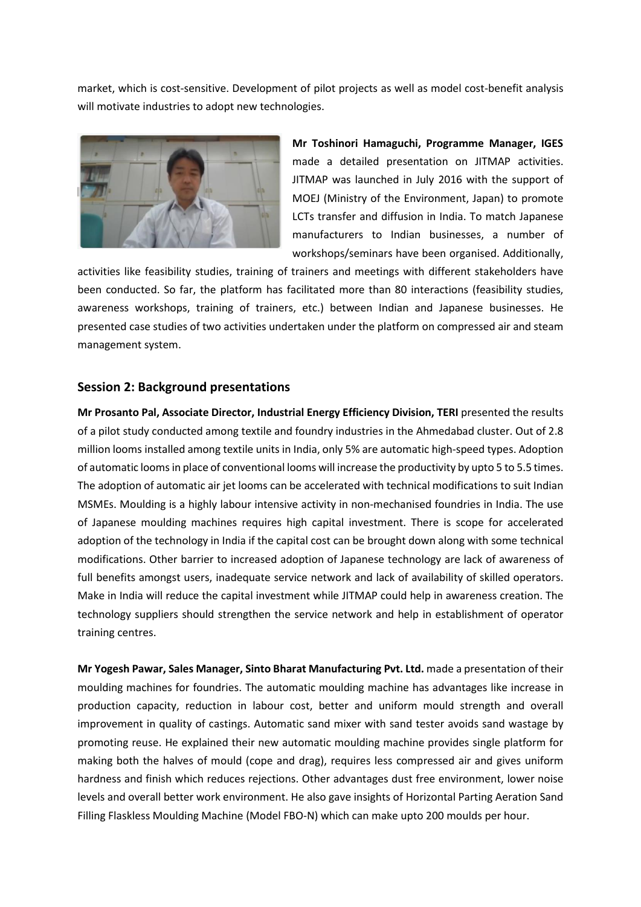market, which is cost-sensitive. Development of pilot projects as well as model cost-benefit analysis will motivate industries to adopt new technologies.

**Mr Toshinori Hamaguchi, Programme Manager, IGES** made a detailed presentation on JITMAP activities. JITMAP was launched in July 2016 with the support of MOEJ (Ministry of the Environment, Japan) to promote LCTs transfer and diffusion in India. To match Japanese manufacturers to Indian businesses, a number of workshops/seminars have been organised. Additionally, activities like feasibility studies, training of trainers and meetings with different stakeholders have been conducted. So far, the platform has facilitated more than 80 interactions (feasibility studies, awareness workshops, training of trainers, etc.) between Indian and Japanese businesses. He presented case studies of two activities undertaken under the platform on compressed air and steam management system.

## Session 2: Background presentations

**Mr Prosanto Pal, Associate Director, Industrial Energy Efficiency Division, TERI** presented the results of a pilot study conducted among textile and foundry industries in the Ahmedabad cluster. Out of 2.8 million looms installed among textile units in India, only 5% are automatic high-speed types. Adoption of automatic looms in place of conventional looms will increase the productivity by upto 5 to 5.5 times. The adoption of automatic air jet looms can be accelerated with technical modifications to suit Indian MSMEs. Moulding is a highly labour intensive activity in non-mechanised foundries in India. The use of Japanese moulding machines requires high capital investment. There is scope for accelerated adoption of the technology in India if the capital cost can be brought down along with some technical modifications. Other barrier to increased adoption of Japanese technology are lack of awareness of full benefits amongst users, inadequate service network and lack of availability of skilled operators. Make in India will reduce the capital investment while JITMAP could help in awareness creation. The technology suppliers should strengthen the service network and help in establishment of operator training centres.

**Mr Yogesh Pawar, Sales Manager, Sinto Bharat Manufacturing Pvt. Ltd.** made a presentation of their moulding machines for foundries. The automatic moulding machine has advantages like increase in production capacity, reduction in labour cost, better and uniform mould strength and overall improvement in quality of castings. Automatic sand mixer with sand tester avoids sand wastage by promoting reuse. He explained their new automatic moulding machine provides single platform for making both the halves of mould (cope and drag), requires less compressed air and gives uniform hardness and finish which reduces rejections. Other advantages dust free environment, lower noise levels and overall better work environment. He also gave insights of Horizontal Parting Aeration Sand Filling Flaskless Moulding Machine (Model FBO-N) which can make upto 200 moulds per hour.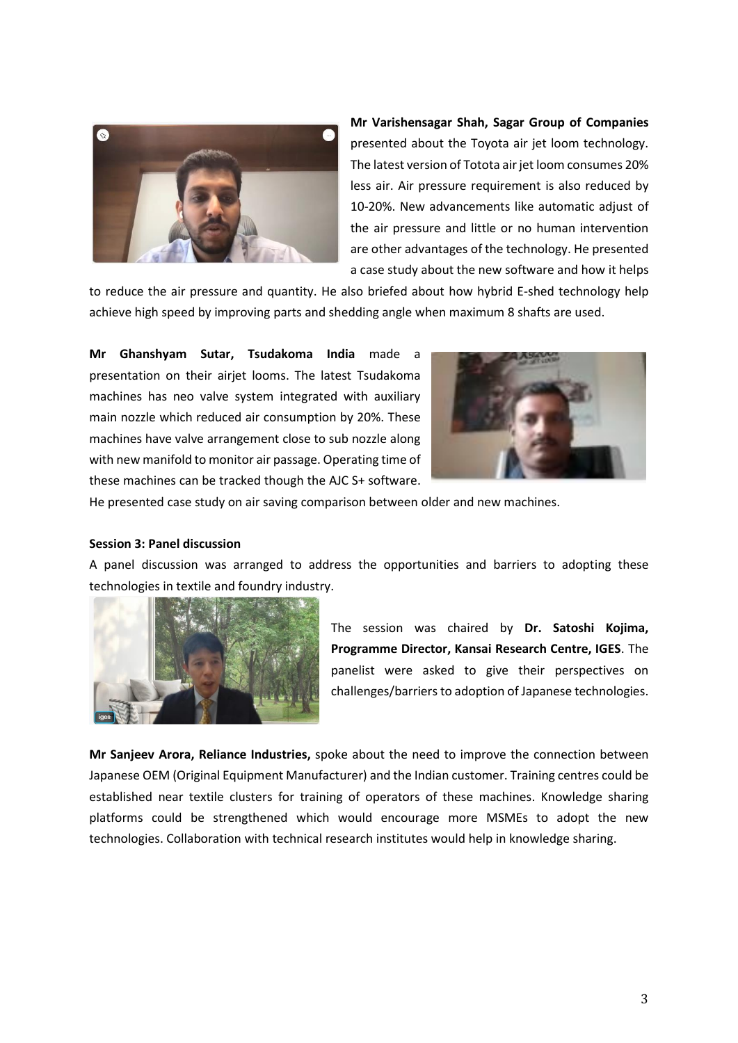**Mr Varishensagar Shah, Sagar Group of Companies** presented about the Toyota air jet loom technology. The latest version of Totota air jet loom consumes 20% less air. Air pressure requirement is also reduced by 10-20%. New advancements like automatic adjust of the air pressure and little or no human intervention are other advantages of the technology. He presented a case study about the new software and how it helps to reduce the air pressure and quantity. He also briefed about how hybrid E-shed technology help achieve high speed by improving parts and shedding angle when maximum 8 shafts are used.

**Mr Ghanshyam Sutar, Tsudakoma India** made a presentation on their airjet looms. The latest Tsudakoma machines has neo valve system integrated with auxiliary main nozzle which reduced air consumption by 20%. These machines have valve arrangement close to sub nozzle along with new manifold to monitor air passage. Operating time of these machines can be tracked though the AJC S+ software. He presented case study on air saving comparison between older and new machines.

**Session 3: Panel discussion**

A panel discussion was arranged to address the opportunities and barriers to adopting these technologies in textile and foundry industry.

The session was chaired by **Dr. Satoshi Kojima, Programme Director, Kansai Research Centre, IGES**. The panelist were asked to give their perspectives on challenges/barriers to adoption of Japanese technologies.

**Mr Sanjeev Arora, Reliance Industries,** spoke about the need to improve the connection between Japanese OEM (Original Equipment Manufacturer) and the Indian customer. Training centres could be established near textile clusters for training of operators of these machines. Knowledge sharing platforms could be strengthened which would encourage more MSMEs to adopt the new technologies. Collaboration with technical research institutes would help in knowledge sharing.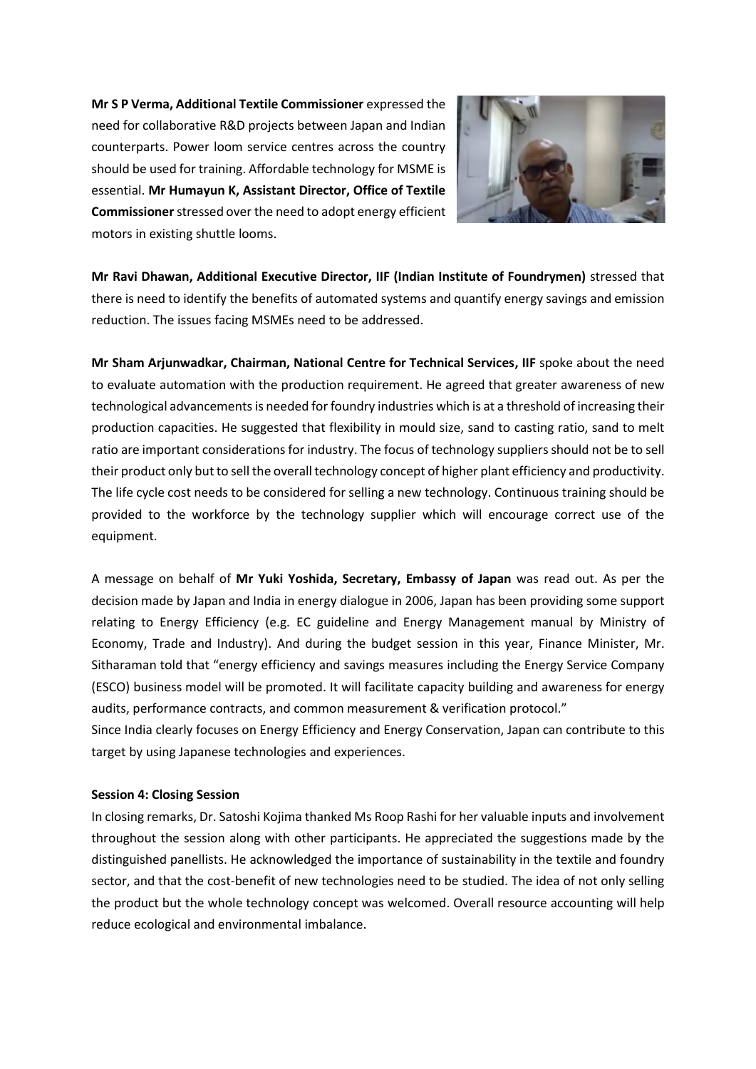**Mr S P Verma, Additional Textile Commissioner** expressed the need for collaborative R&D projects between Japan and Indian counterparts. Power loom service centres across the country should be used for training. Affordable technology for MSME is essential. **Mr Humayun K, Assistant Director, Office of Textile Commissioner** stressed over the need to adopt energy efficient motors in existing shuttle looms.

**Mr Ravi Dhawan, Additional Executive Director, IIF (Indian Institute of Foundrymen)** stressed that there is need to identify the benefits of automated systems and quantify energy savings and emission reduction. The issues facing MSMEs need to be addressed.

**Mr Sham Arjunwadkar, Chairman, National Centre for Technical Services, IIF** spoke about the need to evaluate automation with the production requirement. He agreed that greater awareness of new technological advancements is needed for foundry industries which is at a threshold of increasing their production capacities. He suggested that flexibility in mould size, sand to casting ratio, sand to melt ratio are important considerations for industry. The focus of technology suppliers should not be to sell their product only but to sell the overall technology concept of higher plant efficiency and productivity. The life cycle cost needs to be considered for selling a new technology. Continuous training should be provided to the workforce by the technology supplier which will encourage correct use of the equipment.

A message on behalf of **Mr Yuki Yoshida, Secretary, Embassy of Japan** was read out. As per the decision made by Japan and India in energy dialogue in 2006, Japan has been providing some support relating to Energy Efficiency (e.g. EC guideline and Energy Management manual by Ministry of Economy, Trade and Industry). And during the budget session in this year, Finance Minister, Mr. Sitharaman told that "energy efficiency and savings measures including the Energy Service Company (ESCO) business model will be promoted. It will facilitate capacity building and awareness for energy audits, performance contracts, and common measurement & verification protocol."

Since India clearly focuses on Energy Efficiency and Energy Conservation, Japan can contribute to this target by using Japanese technologies and experiences.

**Session 4: Closing Session**

In closing remarks, Dr. Satoshi Kojima thanked Ms Roop Rashi for her valuable inputs and involvement throughout the session along with other participants. He appreciated the suggestions made by the distinguished panellists. He acknowledged the importance of sustainability in the textile and foundry sector, and that the cost-benefit of new technologies need to be studied. The idea of not only selling the product but the whole technology concept was welcomed. Overall resource accounting will help reduce ecological and environmental imbalance.